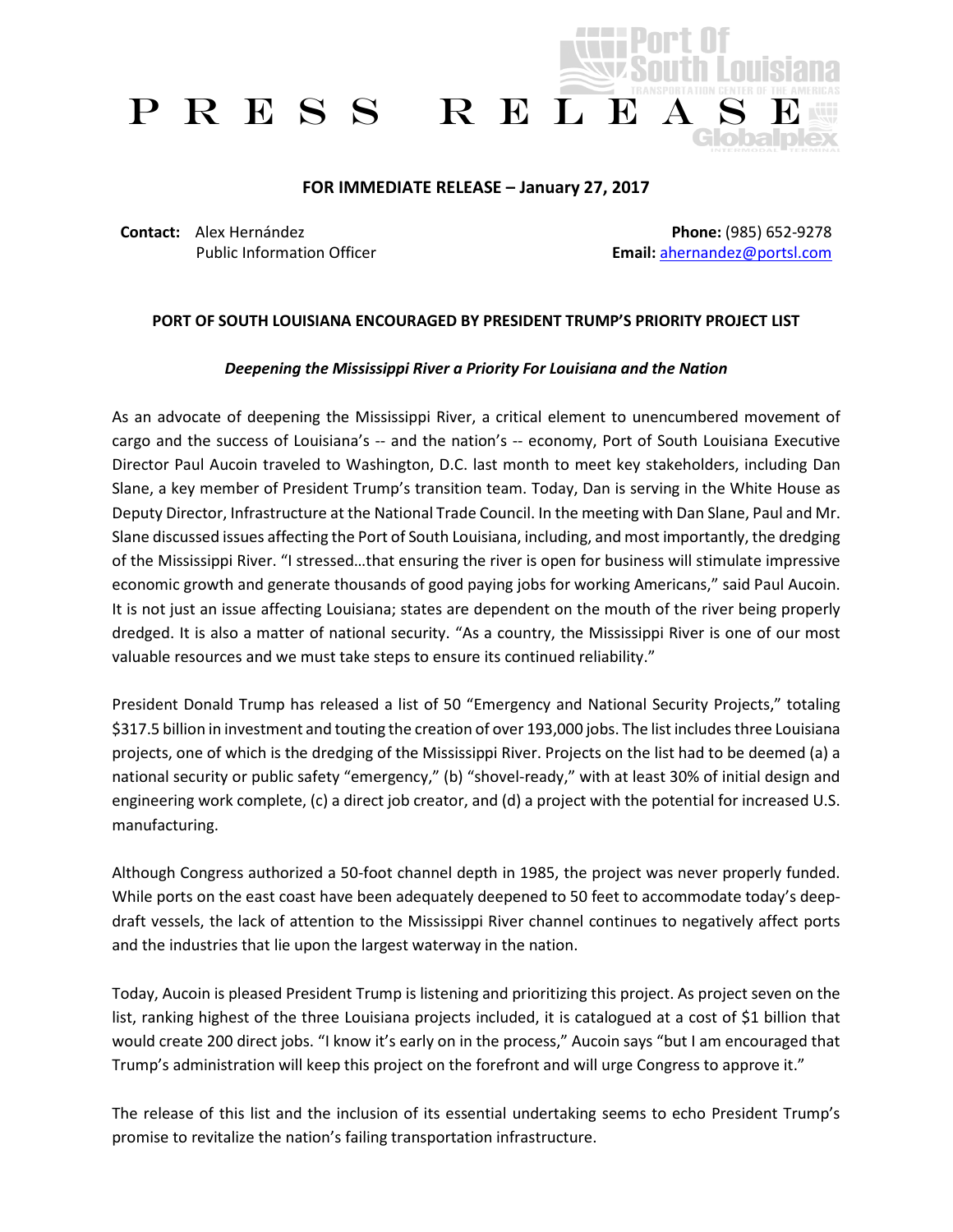# PRESS RELEASE

**FOR IMMEDIATE RELEASE – January 27, 2017**

**Contact:** Alex Hernández
Public Information Officer

**Phone:** (985) 652-9278
**Email:** ahernandez@portsl.com

## PORT OF SOUTH LOUISIANA ENCOURAGED BY PRESIDENT TRUMP'S PRIORITY PROJECT LIST

***Deepening the Mississippi River a Priority For Louisiana and the Nation***

As an advocate of deepening the Mississippi River, a critical element to unencumbered movement of cargo and the success of Louisiana's -- and the nation's -- economy, Port of South Louisiana Executive Director Paul Aucoin traveled to Washington, D.C. last month to meet key stakeholders, including Dan Slane, a key member of President Trump's transition team. Today, Dan is serving in the White House as Deputy Director, Infrastructure at the National Trade Council. In the meeting with Dan Slane, Paul and Mr. Slane discussed issues affecting the Port of South Louisiana, including, and most importantly, the dredging of the Mississippi River. "I stressed…that ensuring the river is open for business will stimulate impressive economic growth and generate thousands of good paying jobs for working Americans," said Paul Aucoin. It is not just an issue affecting Louisiana; states are dependent on the mouth of the river being properly dredged. It is also a matter of national security. "As a country, the Mississippi River is one of our most valuable resources and we must take steps to ensure its continued reliability."

President Donald Trump has released a list of 50 "Emergency and National Security Projects," totaling $317.5 billion in investment and touting the creation of over 193,000 jobs. The list includes three Louisiana projects, one of which is the dredging of the Mississippi River. Projects on the list had to be deemed (a) a national security or public safety "emergency," (b) "shovel-ready," with at least 30% of initial design and engineering work complete, (c) a direct job creator, and (d) a project with the potential for increased U.S. manufacturing.

Although Congress authorized a 50-foot channel depth in 1985, the project was never properly funded. While ports on the east coast have been adequately deepened to 50 feet to accommodate today's deep-draft vessels, the lack of attention to the Mississippi River channel continues to negatively affect ports and the industries that lie upon the largest waterway in the nation.

Today, Aucoin is pleased President Trump is listening and prioritizing this project. As project seven on the list, ranking highest of the three Louisiana projects included, it is catalogued at a cost of $1 billion that would create 200 direct jobs. "I know it's early on in the process," Aucoin says "but I am encouraged that Trump's administration will keep this project on the forefront and will urge Congress to approve it."

The release of this list and the inclusion of its essential undertaking seems to echo President Trump's promise to revitalize the nation's failing transportation infrastructure.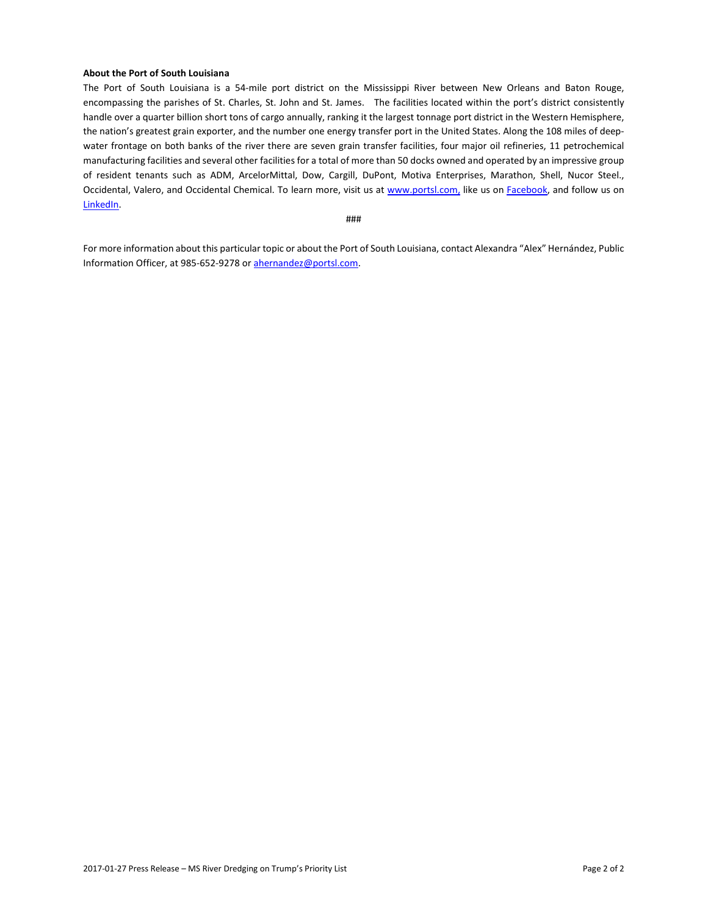**About the Port of South Louisiana**

The Port of South Louisiana is a 54-mile port district on the Mississippi River between New Orleans and Baton Rouge, encompassing the parishes of St. Charles, St. John and St. James. The facilities located within the port's district consistently handle over a quarter billion short tons of cargo annually, ranking it the largest tonnage port district in the Western Hemisphere, the nation's greatest grain exporter, and the number one energy transfer port in the United States. Along the 108 miles of deep-water frontage on both banks of the river there are seven grain transfer facilities, four major oil refineries, 11 petrochemical manufacturing facilities and several other facilities for a total of more than 50 docks owned and operated by an impressive group of resident tenants such as ADM, ArcelorMittal, Dow, Cargill, DuPont, Motiva Enterprises, Marathon, Shell, Nucor Steel., Occidental, Valero, and Occidental Chemical. To learn more, visit us at www.portsl.com, like us on Facebook, and follow us on LinkedIn.

###

For more information about this particular topic or about the Port of South Louisiana, contact Alexandra "Alex" Hernández, Public Information Officer, at 985-652-9278 or ahernandez@portsl.com.